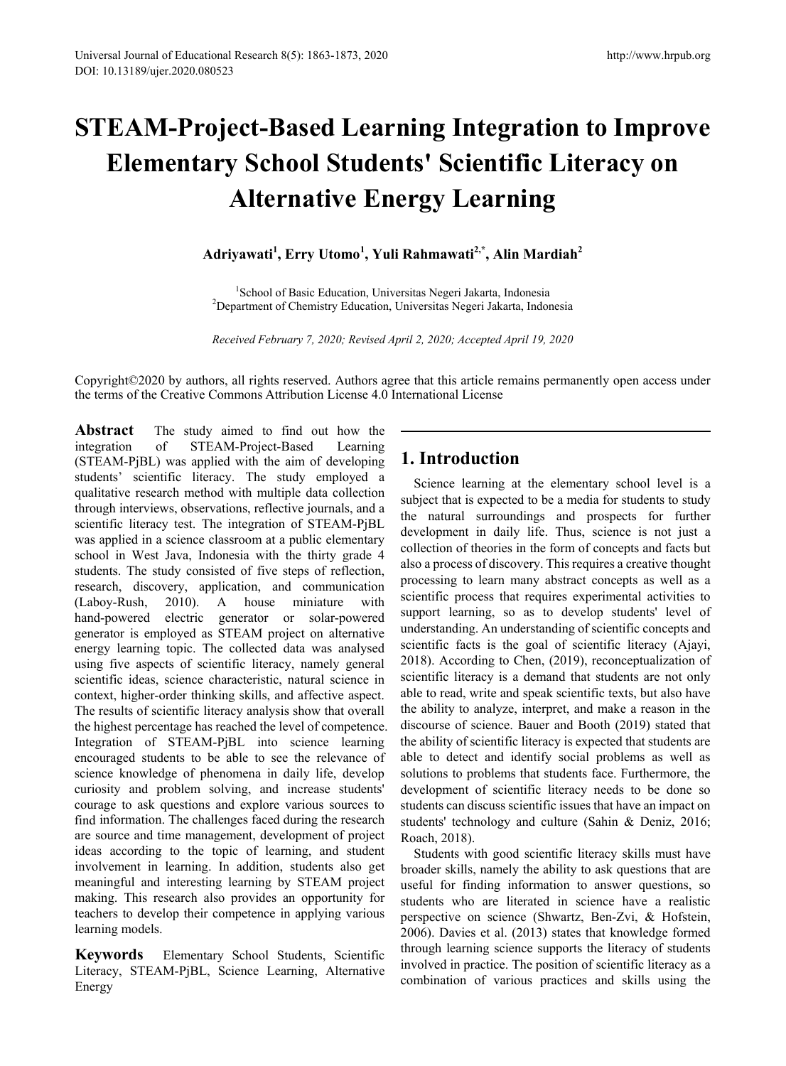# STEAM-Project-Based Learning Integration to Improve Elementary School Students' Scientific Literacy on Alternative Energy Learning

**Adriyawati[1], Erry Utomo[1], Yuli Rahmawati[2,*], Alin Mardiah[2]**

[1]School of Basic Education, Universitas Negeri Jakarta, Indonesia
[2]Department of Chemistry Education, Universitas Negeri Jakarta, Indonesia

*Received February 7, 2020; Revised April 2, 2020; Accepted April 19, 2020*

Copyright©2020 by authors, all rights reserved. Authors agree that this article remains permanently open access under the terms of the Creative Commons Attribution License 4.0 International License

**Abstract** The study aimed to find out how the integration of STEAM-Project-Based Learning (STEAM-PjBL) was applied with the aim of developing students' scientific literacy. The study employed a qualitative research method with multiple data collection through interviews, observations, reflective journals, and a scientific literacy test. The integration of STEAM-PjBL was applied in a science classroom at a public elementary school in West Java, Indonesia with the thirty grade 4 students. The study consisted of five steps of reflection, research, discovery, application, and communication (Laboy-Rush, 2010). A house miniature with hand-powered electric generator or solar-powered generator is employed as STEAM project on alternative energy learning topic. The collected data was analysed using five aspects of scientific literacy, namely general scientific ideas, science characteristic, natural science in context, higher-order thinking skills, and affective aspect. The results of scientific literacy analysis show that overall the highest percentage has reached the level of competence. Integration of STEAM-PjBL into science learning encouraged students to be able to see the relevance of science knowledge of phenomena in daily life, develop curiosity and problem solving, and increase students' courage to ask questions and explore various sources to find information. The challenges faced during the research are source and time management, development of project ideas according to the topic of learning, and student involvement in learning. In addition, students also get meaningful and interesting learning by STEAM project making. This research also provides an opportunity for teachers to develop their competence in applying various learning models.

**Keywords** Elementary School Students, Scientific Literacy, STEAM-PjBL, Science Learning, Alternative Energy

## 1. Introduction

Science learning at the elementary school level is a subject that is expected to be a media for students to study the natural surroundings and prospects for further development in daily life. Thus, science is not just a collection of theories in the form of concepts and facts but also a process of discovery. This requires a creative thought processing to learn many abstract concepts as well as a scientific process that requires experimental activities to support learning, so as to develop students' level of understanding. An understanding of scientific concepts and scientific facts is the goal of scientific literacy (Ajayi, 2018). According to Chen, (2019), reconceptualization of scientific literacy is a demand that students are not only able to read, write and speak scientific texts, but also have the ability to analyze, interpret, and make a reason in the discourse of science. Bauer and Booth (2019) stated that the ability of scientific literacy is expected that students are able to detect and identify social problems as well as solutions to problems that students face. Furthermore, the development of scientific literacy needs to be done so students can discuss scientific issues that have an impact on students' technology and culture (Sahin & Deniz, 2016; Roach, 2018).

Students with good scientific literacy skills must have broader skills, namely the ability to ask questions that are useful for finding information to answer questions, so students who are literated in science have a realistic perspective on science (Shwartz, Ben-Zvi, & Hofstein, 2006). Davies et al. (2013) states that knowledge formed through learning science supports the literacy of students involved in practice. The position of scientific literacy as a combination of various practices and skills using the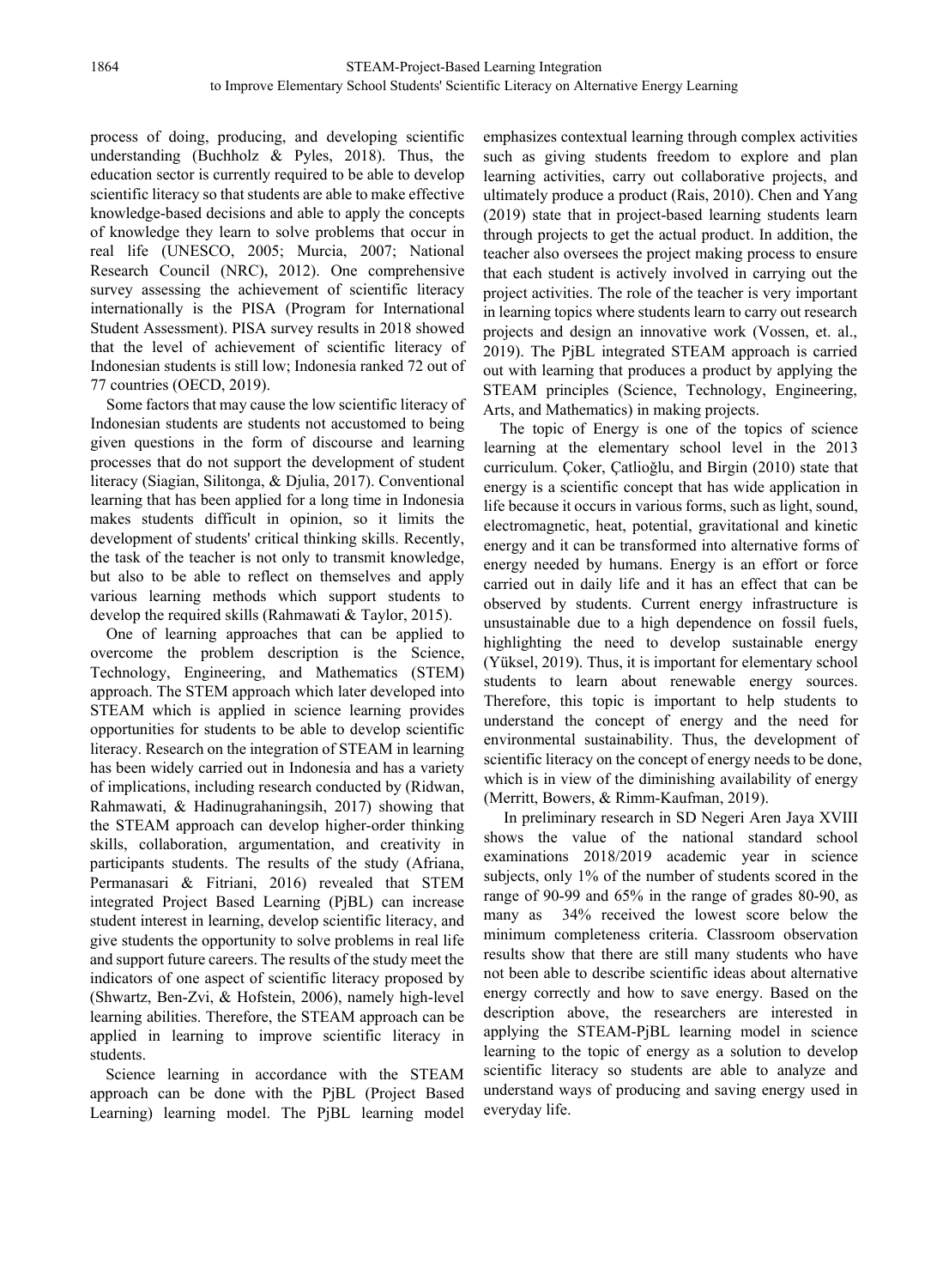process of doing, producing, and developing scientific understanding (Buchholz & Pyles, 2018). Thus, the education sector is currently required to be able to develop scientific literacy so that students are able to make effective knowledge-based decisions and able to apply the concepts of knowledge they learn to solve problems that occur in real life (UNESCO, 2005; Murcia, 2007; National Research Council (NRC), 2012). One comprehensive survey assessing the achievement of scientific literacy internationally is the PISA (Program for International Student Assessment). PISA survey results in 2018 showed that the level of achievement of scientific literacy of Indonesian students is still low; Indonesia ranked 72 out of 77 countries (OECD, 2019).

Some factors that may cause the low scientific literacy of Indonesian students are students not accustomed to being given questions in the form of discourse and learning processes that do not support the development of student literacy (Siagian, Silitonga, & Djulia, 2017). Conventional learning that has been applied for a long time in Indonesia makes students difficult in opinion, so it limits the development of students' critical thinking skills. Recently, the task of the teacher is not only to transmit knowledge, but also to be able to reflect on themselves and apply various learning methods which support students to develop the required skills (Rahmawati & Taylor, 2015).

One of learning approaches that can be applied to overcome the problem description is the Science, Technology, Engineering, and Mathematics (STEM) approach. The STEM approach which later developed into STEAM which is applied in science learning provides opportunities for students to be able to develop scientific literacy. Research on the integration of STEAM in learning has been widely carried out in Indonesia and has a variety of implications, including research conducted by (Ridwan, Rahmawati, & Hadinugrahaningsih, 2017) showing that the STEAM approach can develop higher-order thinking skills, collaboration, argumentation, and creativity in participants students. The results of the study (Afriana, Permanasari & Fitriani, 2016) revealed that STEM integrated Project Based Learning (PjBL) can increase student interest in learning, develop scientific literacy, and give students the opportunity to solve problems in real life and support future careers. The results of the study meet the indicators of one aspect of scientific literacy proposed by (Shwartz, Ben-Zvi, & Hofstein, 2006), namely high-level learning abilities. Therefore, the STEAM approach can be applied in learning to improve scientific literacy in students.

Science learning in accordance with the STEAM approach can be done with the PjBL (Project Based Learning) learning model. The PjBL learning model emphasizes contextual learning through complex activities such as giving students freedom to explore and plan learning activities, carry out collaborative projects, and ultimately produce a product (Rais, 2010). Chen and Yang (2019) state that in project-based learning students learn through projects to get the actual product. In addition, the teacher also oversees the project making process to ensure that each student is actively involved in carrying out the project activities. The role of the teacher is very important in learning topics where students learn to carry out research projects and design an innovative work (Vossen, et. al., 2019). The PjBL integrated STEAM approach is carried out with learning that produces a product by applying the STEAM principles (Science, Technology, Engineering, Arts, and Mathematics) in making projects.

The topic of Energy is one of the topics of science learning at the elementary school level in the 2013 curriculum. Çoker, Çatlioğlu, and Birgin (2010) state that energy is a scientific concept that has wide application in life because it occurs in various forms, such as light, sound, electromagnetic, heat, potential, gravitational and kinetic energy and it can be transformed into alternative forms of energy needed by humans. Energy is an effort or force carried out in daily life and it has an effect that can be observed by students. Current energy infrastructure is unsustainable due to a high dependence on fossil fuels, highlighting the need to develop sustainable energy (Yüksel, 2019). Thus, it is important for elementary school students to learn about renewable energy sources. Therefore, this topic is important to help students to understand the concept of energy and the need for environmental sustainability. Thus, the development of scientific literacy on the concept of energy needs to be done, which is in view of the diminishing availability of energy (Merritt, Bowers, & Rimm-Kaufman, 2019).

In preliminary research in SD Negeri Aren Jaya XVIII shows the value of the national standard school examinations 2018/2019 academic year in science subjects, only 1% of the number of students scored in the range of 90-99 and 65% in the range of grades 80-90, as many as 34% received the lowest score below the minimum completeness criteria. Classroom observation results show that there are still many students who have not been able to describe scientific ideas about alternative energy correctly and how to save energy. Based on the description above, the researchers are interested in applying the STEAM-PjBL learning model in science learning to the topic of energy as a solution to develop scientific literacy so students are able to analyze and understand ways of producing and saving energy used in everyday life.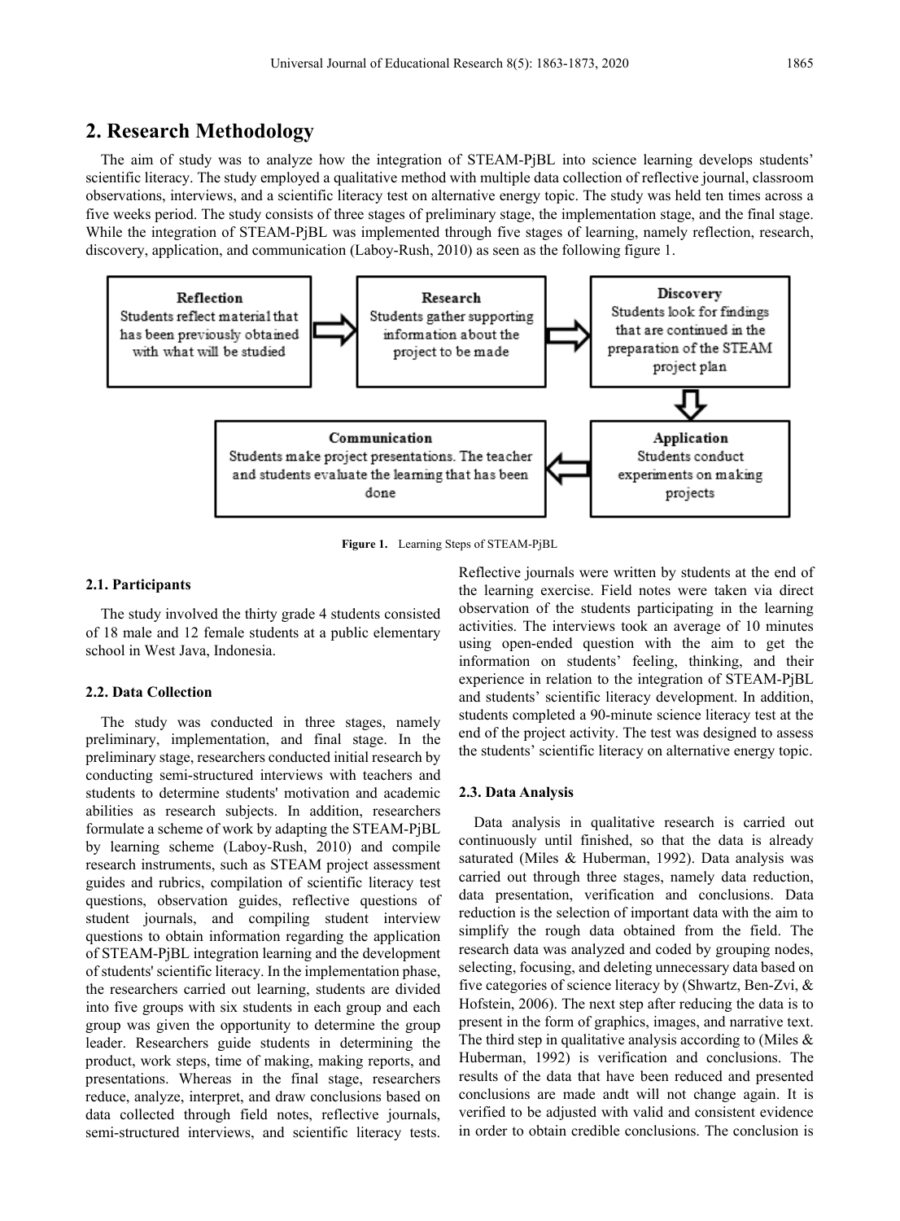## 2. Research Methodology

The aim of study was to analyze how the integration of STEAM-PjBL into science learning develops students' scientific literacy. The study employed a qualitative method with multiple data collection of reflective journal, classroom observations, interviews, and a scientific literacy test on alternative energy topic. The study was held ten times across a five weeks period. The study consists of three stages of preliminary stage, the implementation stage, and the final stage. While the integration of STEAM-PjBL was implemented through five stages of learning, namely reflection, research, discovery, application, and communication (Laboy-Rush, 2010) as seen as the following figure 1.

**Reflection**
Students reflect material that has been previously obtained with what will be studied

**Research**
Students gather supporting information about the project to be made

**Discovery**
Students look for findings that are continued in the preparation of the STEAM project plan

**Application**
Students conduct experiments on making projects

**Communication**
Students make project presentations. The teacher and students evaluate the learning that has been done

**Figure 1.** Learning Steps of STEAM-PjBL

### 2.1. Participants

The study involved the thirty grade 4 students consisted of 18 male and 12 female students at a public elementary school in West Java, Indonesia.

### 2.2. Data Collection

The study was conducted in three stages, namely preliminary, implementation, and final stage. In the preliminary stage, researchers conducted initial research by conducting semi-structured interviews with teachers and students to determine students' motivation and academic abilities as research subjects. In addition, researchers formulate a scheme of work by adapting the STEAM-PjBL by learning scheme (Laboy-Rush, 2010) and compile research instruments, such as STEAM project assessment guides and rubrics, compilation of scientific literacy test questions, observation guides, reflective questions of student journals, and compiling student interview questions to obtain information regarding the application of STEAM-PjBL integration learning and the development of students' scientific literacy. In the implementation phase, the researchers carried out learning, students are divided into five groups with six students in each group and each group was given the opportunity to determine the group leader. Researchers guide students in determining the product, work steps, time of making, making reports, and presentations. Whereas in the final stage, researchers reduce, analyze, interpret, and draw conclusions based on data collected through field notes, reflective journals, semi-structured interviews, and scientific literacy tests. Reflective journals were written by students at the end of the learning exercise. Field notes were taken via direct observation of the students participating in the learning activities. The interviews took an average of 10 minutes using open-ended question with the aim to get the information on students' feeling, thinking, and their experience in relation to the integration of STEAM-PjBL and students' scientific literacy development. In addition, students completed a 90-minute science literacy test at the end of the project activity. The test was designed to assess the students' scientific literacy on alternative energy topic.

### 2.3. Data Analysis

Data analysis in qualitative research is carried out continuously until finished, so that the data is already saturated (Miles & Huberman, 1992). Data analysis was carried out through three stages, namely data reduction, data presentation, verification and conclusions. Data reduction is the selection of important data with the aim to simplify the rough data obtained from the field. The research data was analyzed and coded by grouping nodes, selecting, focusing, and deleting unnecessary data based on five categories of science literacy by (Shwartz, Ben-Zvi, & Hofstein, 2006). The next step after reducing the data is to present in the form of graphics, images, and narrative text. The third step in qualitative analysis according to (Miles & Huberman, 1992) is verification and conclusions. The results of the data that have been reduced and presented conclusions are made andt will not change again. It is verified to be adjusted with valid and consistent evidence in order to obtain credible conclusions. The conclusion is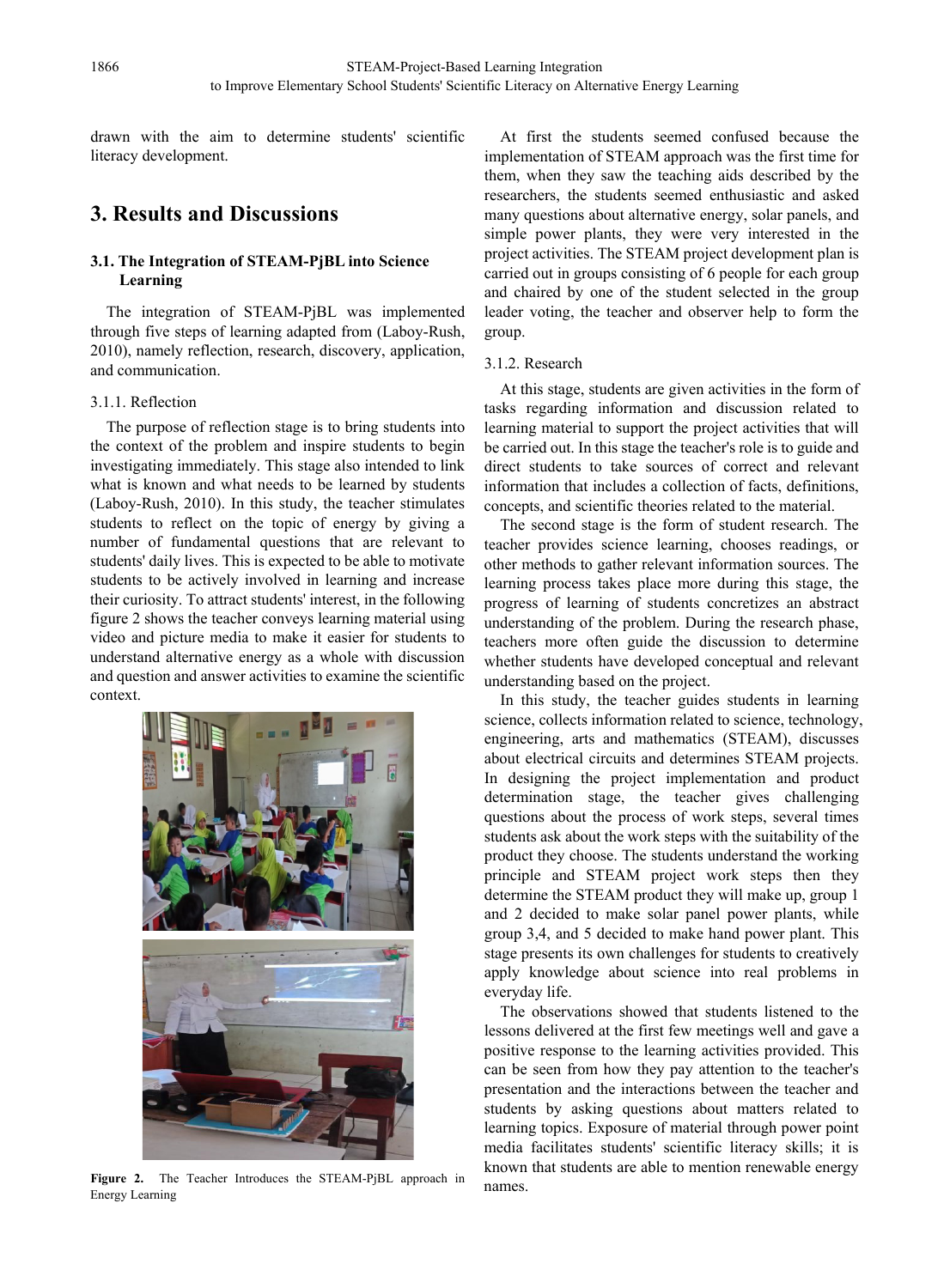drawn with the aim to determine students' scientific literacy development.

## 3. Results and Discussions

### 3.1. The Integration of STEAM-PjBL into Science Learning

The integration of STEAM-PjBL was implemented through five steps of learning adapted from (Laboy-Rush, 2010), namely reflection, research, discovery, application, and communication.

#### 3.1.1. Reflection

The purpose of reflection stage is to bring students into the context of the problem and inspire students to begin investigating immediately. This stage also intended to link what is known and what needs to be learned by students (Laboy-Rush, 2010). In this study, the teacher stimulates students to reflect on the topic of energy by giving a number of fundamental questions that are relevant to students' daily lives. This is expected to be able to motivate students to be actively involved in learning and increase their curiosity. To attract students' interest, in the following figure 2 shows the teacher conveys learning material using video and picture media to make it easier for students to understand alternative energy as a whole with discussion and question and answer activities to examine the scientific context.

**Figure 2.** The Teacher Introduces the STEAM-PjBL approach in Energy Learning

At first the students seemed confused because the implementation of STEAM approach was the first time for them, when they saw the teaching aids described by the researchers, the students seemed enthusiastic and asked many questions about alternative energy, solar panels, and simple power plants, they were very interested in the project activities. The STEAM project development plan is carried out in groups consisting of 6 people for each group and chaired by one of the student selected in the group leader voting, the teacher and observer help to form the group.

#### 3.1.2. Research

At this stage, students are given activities in the form of tasks regarding information and discussion related to learning material to support the project activities that will be carried out. In this stage the teacher's role is to guide and direct students to take sources of correct and relevant information that includes a collection of facts, definitions, concepts, and scientific theories related to the material.

The second stage is the form of student research. The teacher provides science learning, chooses readings, or other methods to gather relevant information sources. The learning process takes place more during this stage, the progress of learning of students concretizes an abstract understanding of the problem. During the research phase, teachers more often guide the discussion to determine whether students have developed conceptual and relevant understanding based on the project.

In this study, the teacher guides students in learning science, collects information related to science, technology, engineering, arts and mathematics (STEAM), discusses about electrical circuits and determines STEAM projects. In designing the project implementation and product determination stage, the teacher gives challenging questions about the process of work steps, several times students ask about the work steps with the suitability of the product they choose. The students understand the working principle and STEAM project work steps then they determine the STEAM product they will make up, group 1 and 2 decided to make solar panel power plants, while group 3,4, and 5 decided to make hand power plant. This stage presents its own challenges for students to creatively apply knowledge about science into real problems in everyday life.

The observations showed that students listened to the lessons delivered at the first few meetings well and gave a positive response to the learning activities provided. This can be seen from how they pay attention to the teacher's presentation and the interactions between the teacher and students by asking questions about matters related to learning topics. Exposure of material through power point media facilitates students' scientific literacy skills; it is known that students are able to mention renewable energy names.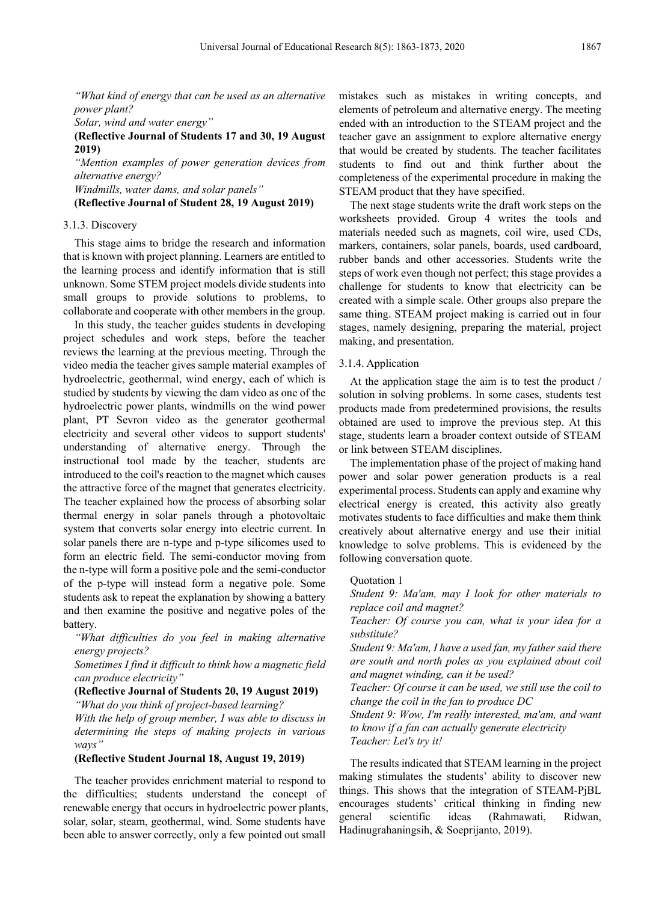*"What kind of energy that can be used as an alternative power plant?*

*Solar, wind and water energy"*

**(Reflective Journal of Students 17 and 30, 19 August 2019)**

*"Mention examples of power generation devices from alternative energy?*

*Windmills, water dams, and solar panels"*

**(Reflective Journal of Student 28, 19 August 2019)**

#### 3.1.3. Discovery

This stage aims to bridge the research and information that is known with project planning. Learners are entitled to the learning process and identify information that is still unknown. Some STEM project models divide students into small groups to provide solutions to problems, to collaborate and cooperate with other members in the group.

In this study, the teacher guides students in developing project schedules and work steps, before the teacher reviews the learning at the previous meeting. Through the video media the teacher gives sample material examples of hydroelectric, geothermal, wind energy, each of which is studied by students by viewing the dam video as one of the hydroelectric power plants, windmills on the wind power plant, PT Sevron video as the generator geothermal electricity and several other videos to support students' understanding of alternative energy. Through the instructional tool made by the teacher, students are introduced to the coil's reaction to the magnet which causes the attractive force of the magnet that generates electricity. The teacher explained how the process of absorbing solar thermal energy in solar panels through a photovoltaic system that converts solar energy into electric current. In solar panels there are n-type and p-type silicomes used to form an electric field. The semi-conductor moving from the n-type will form a positive pole and the semi-conductor of the p-type will instead form a negative pole. Some students ask to repeat the explanation by showing a battery and then examine the positive and negative poles of the battery.

*"What difficulties do you feel in making alternative energy projects?*

*Sometimes I find it difficult to think how a magnetic field can produce electricity"*

**(Reflective Journal of Students 20, 19 August 2019)**

*"What do you think of project-based learning?*

*With the help of group member, I was able to discuss in determining the steps of making projects in various ways"*

**(Reflective Student Journal 18, August 19, 2019)**

The teacher provides enrichment material to respond to the difficulties; students understand the concept of renewable energy that occurs in hydroelectric power plants, solar, solar, steam, geothermal, wind. Some students have been able to answer correctly, only a few pointed out small mistakes such as mistakes in writing concepts, and elements of petroleum and alternative energy. The meeting ended with an introduction to the STEAM project and the teacher gave an assignment to explore alternative energy that would be created by students. The teacher facilitates students to find out and think further about the completeness of the experimental procedure in making the STEAM product that they have specified.

The next stage students write the draft work steps on the worksheets provided. Group 4 writes the tools and materials needed such as magnets, coil wire, used CDs, markers, containers, solar panels, boards, used cardboard, rubber bands and other accessories. Students write the steps of work even though not perfect; this stage provides a challenge for students to know that electricity can be created with a simple scale. Other groups also prepare the same thing. STEAM project making is carried out in four stages, namely designing, preparing the material, project making, and presentation.

#### 3.1.4. Application

At the application stage the aim is to test the product / solution in solving problems. In some cases, students test products made from predetermined provisions, the results obtained are used to improve the previous step. At this stage, students learn a broader context outside of STEAM or link between STEAM disciplines.

The implementation phase of the project of making hand power and solar power generation products is a real experimental process. Students can apply and examine why electrical energy is created, this activity also greatly motivates students to face difficulties and make them think creatively about alternative energy and use their initial knowledge to solve problems. This is evidenced by the following conversation quote.

Quotation 1

*Student 9: Ma'am, may I look for other materials to replace coil and magnet?*

*Teacher: Of course you can, what is your idea for a substitute?*

*Student 9: Ma'am, I have a used fan, my father said there are south and north poles as you explained about coil and magnet winding, can it be used?*

*Teacher: Of course it can be used, we still use the coil to change the coil in the fan to produce DC*

*Student 9: Wow, I'm really interested, ma'am, and want to know if a fan can actually generate electricity*

*Teacher: Let's try it!*

The results indicated that STEAM learning in the project making stimulates the students' ability to discover new things. This shows that the integration of STEAM-PjBL encourages students' critical thinking in finding new general scientific ideas (Rahmawati, Ridwan, Hadinugrahaningsih, & Soeprijanto, 2019).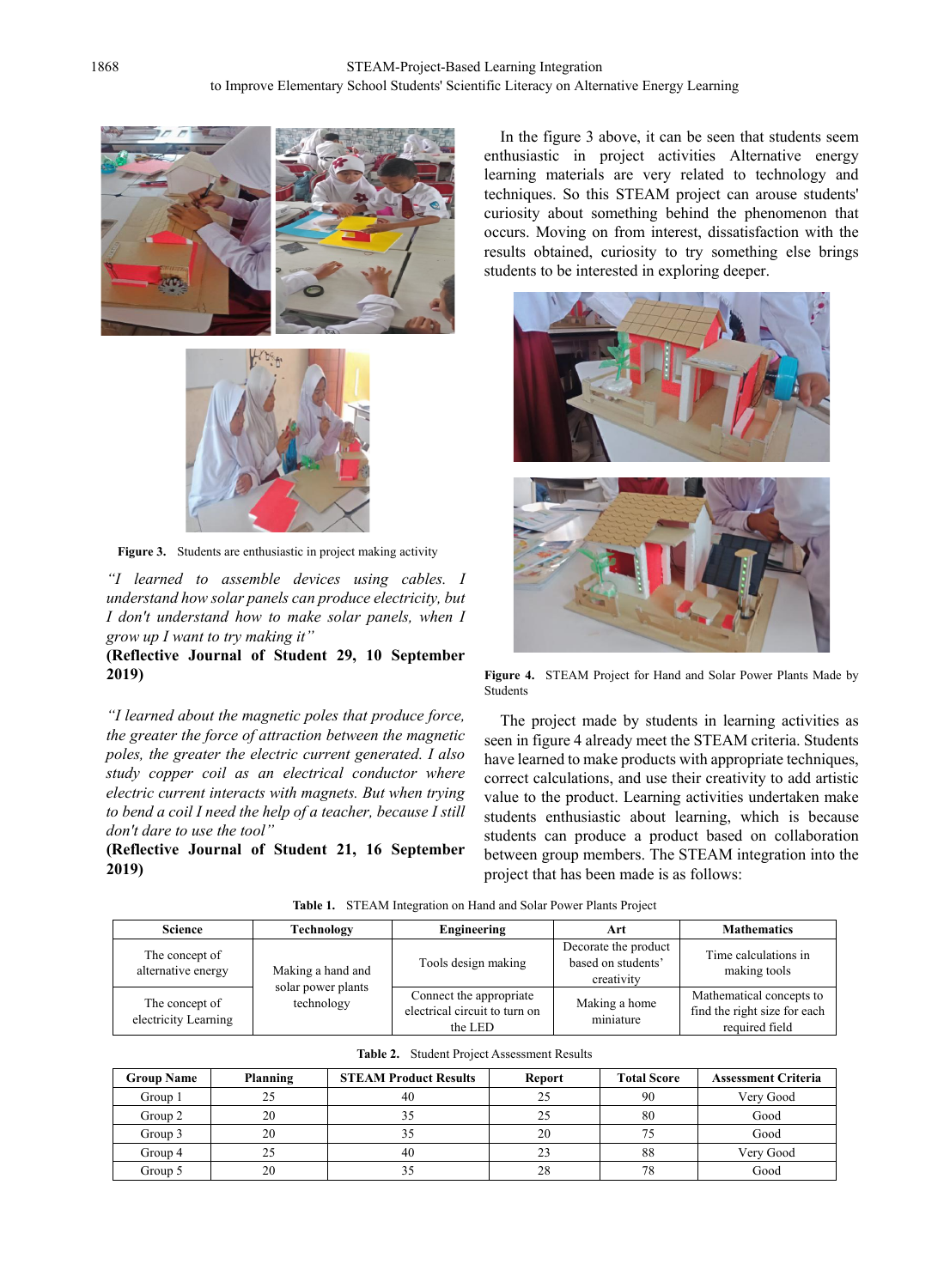**Figure 3.** Students are enthusiastic in project making activity

*"I learned to assemble devices using cables. I understand how solar panels can produce electricity, but I don't understand how to make solar panels, when I grow up I want to try making it"*

**(Reflective Journal of Student 29, 10 September 2019)**

*"I learned about the magnetic poles that produce force, the greater the force of attraction between the magnetic poles, the greater the electric current generated. I also study copper coil as an electrical conductor where electric current interacts with magnets. But when trying to bend a coil I need the help of a teacher, because I still don't dare to use the tool"*

**(Reflective Journal of Student 21, 16 September 2019)**

In the figure 3 above, it can be seen that students seem enthusiastic in project activities Alternative energy learning materials are very related to technology and techniques. So this STEAM project can arouse students' curiosity about something behind the phenomenon that occurs. Moving on from interest, dissatisfaction with the results obtained, curiosity to try something else brings students to be interested in exploring deeper.

**Figure 4.** STEAM Project for Hand and Solar Power Plants Made by Students

The project made by students in learning activities as seen in figure 4 already meet the STEAM criteria. Students have learned to make products with appropriate techniques, correct calculations, and use their creativity to add artistic value to the product. Learning activities undertaken make students enthusiastic about learning, which is because students can produce a product based on collaboration between group members. The STEAM integration into the project that has been made is as follows:

**Table 1.** STEAM Integration on Hand and Solar Power Plants Project

| Science | Technology | Engineering | Art | Mathematics |
|---|---|---|---|---|
| The concept of alternative energy | Making a hand and solar power plants technology | Tools design making | Decorate the product based on students' creativity | Time calculations in making tools |
| The concept of electricity Learning | | Connect the appropriate electrical circuit to turn on the LED | Making a home miniature | Mathematical concepts to find the right size for each required field |

**Table 2.** Student Project Assessment Results

| Group Name | Planning | STEAM Product Results | Report | Total Score | Assessment Criteria |
|---|---|---|---|---|---|
| Group 1 | 25 | 40 | 25 | 90 | Very Good |
| Group 2 | 20 | 35 | 25 | 80 | Good |
| Group 3 | 20 | 35 | 20 | 75 | Good |
| Group 4 | 25 | 40 | 23 | 88 | Very Good |
| Group 5 | 20 | 35 | 28 | 78 | Good |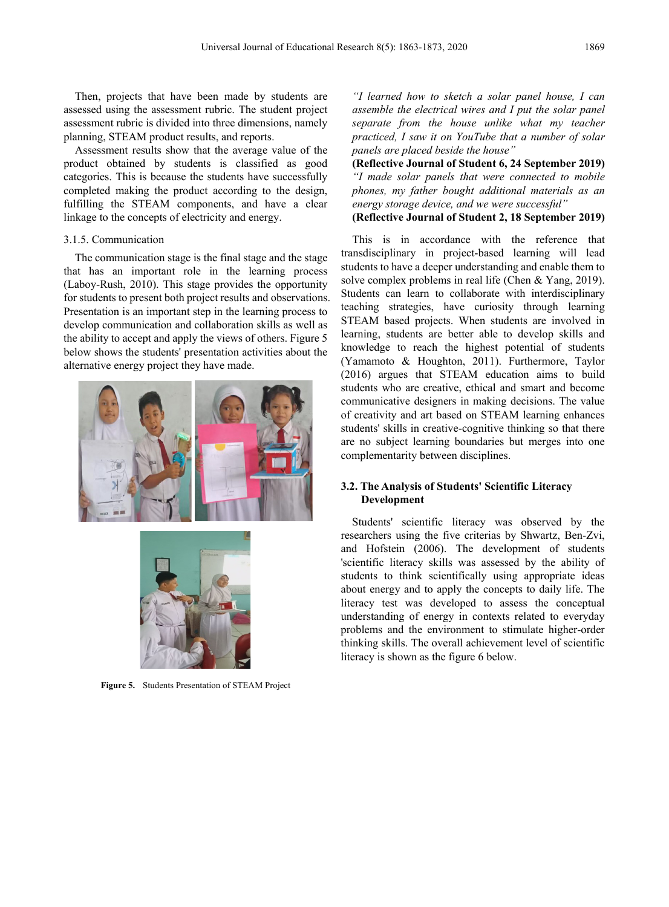Then, projects that have been made by students are assessed using the assessment rubric. The student project assessment rubric is divided into three dimensions, namely planning, STEAM product results, and reports.

Assessment results show that the average value of the product obtained by students is classified as good categories. This is because the students have successfully completed making the product according to the design, fulfilling the STEAM components, and have a clear linkage to the concepts of electricity and energy.

### 3.1.5. Communication

The communication stage is the final stage and the stage that has an important role in the learning process (Laboy-Rush, 2010). This stage provides the opportunity for students to present both project results and observations. Presentation is an important step in the learning process to develop communication and collaboration skills as well as the ability to accept and apply the views of others. Figure 5 below shows the students' presentation activities about the alternative energy project they have made.

**Figure 5.** Students Presentation of STEAM Project

*"I learned how to sketch a solar panel house, I can assemble the electrical wires and I put the solar panel separate from the house unlike what my teacher practiced, I saw it on YouTube that a number of solar panels are placed beside the house"*

**(Reflective Journal of Student 6, 24 September 2019)**

*"I made solar panels that were connected to mobile phones, my father bought additional materials as an energy storage device, and we were successful"*

**(Reflective Journal of Student 2, 18 September 2019)**

This is in accordance with the reference that transdisciplinary in project-based learning will lead students to have a deeper understanding and enable them to solve complex problems in real life (Chen & Yang, 2019). Students can learn to collaborate with interdisciplinary teaching strategies, have curiosity through learning STEAM based projects. When students are involved in learning, students are better able to develop skills and knowledge to reach the highest potential of students (Yamamoto & Houghton, 2011). Furthermore, Taylor (2016) argues that STEAM education aims to build students who are creative, ethical and smart and become communicative designers in making decisions. The value of creativity and art based on STEAM learning enhances students' skills in creative-cognitive thinking so that there are no subject learning boundaries but merges into one complementarity between disciplines.

## 3.2. The Analysis of Students' Scientific Literacy Development

Students' scientific literacy was observed by the researchers using the five criterias by Shwartz, Ben-Zvi, and Hofstein (2006). The development of students 'scientific literacy skills was assessed by the ability of students to think scientifically using appropriate ideas about energy and to apply the concepts to daily life. The literacy test was developed to assess the conceptual understanding of energy in contexts related to everyday problems and the environment to stimulate higher-order thinking skills. The overall achievement level of scientific literacy is shown as the figure 6 below.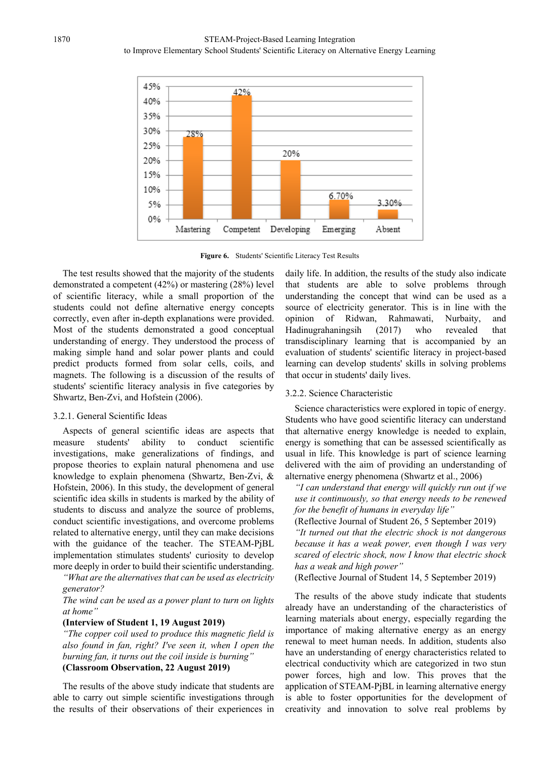Figure 6. Students' Scientific Literacy Test Results

The test results showed that the majority of the students demonstrated a competent (42%) or mastering (28%) level of scientific literacy, while a small proportion of the students could not define alternative energy concepts correctly, even after in-depth explanations were provided. Most of the students demonstrated a good conceptual understanding of energy. They understood the process of making simple hand and solar power plants and could predict products formed from solar cells, coils, and magnets. The following is a discussion of the results of students' scientific literacy analysis in five categories by Shwartz, Ben-Zvi, and Hofstein (2006).

### 3.2.1. General Scientific Ideas

Aspects of general scientific ideas are aspects that measure students' ability to conduct scientific investigations, make generalizations of findings, and propose theories to explain natural phenomena and use knowledge to explain phenomena (Shwartz, Ben-Zvi, & Hofstein, 2006). In this study, the development of general scientific idea skills in students is marked by the ability of students to discuss and analyze the source of problems, conduct scientific investigations, and overcome problems related to alternative energy, until they can make decisions with the guidance of the teacher. The STEAM-PjBL implementation stimulates students' curiosity to develop more deeply in order to build their scientific understanding.

> *"What are the alternatives that can be used as electricity generator?*
> *The wind can be used as a power plant to turn on lights at home"*
> **(Interview of Student 1, 19 August 2019)**
> *"The copper coil used to produce this magnetic field is also found in fan, right? I've seen it, when I open the burning fan, it turns out the coil inside is burning"*
> **(Classroom Observation, 22 August 2019)**

The results of the above study indicate that students are able to carry out simple scientific investigations through the results of their observations of their experiences in daily life. In addition, the results of the study also indicate that students are able to solve problems through understanding the concept that wind can be used as a source of electricity generator. This is in line with the opinion of Ridwan, Rahmawati, Nurbaity, and Hadinugrahaningsih (2017) who revealed that transdisciplinary learning that is accompanied by an evaluation of students' scientific literacy in project-based learning can develop students' skills in solving problems that occur in students' daily lives.

### 3.2.2. Science Characteristic

Science characteristics were explored in topic of energy. Students who have good scientific literacy can understand that alternative energy knowledge is needed to explain, energy is something that can be assessed scientifically as usual in life. This knowledge is part of science learning delivered with the aim of providing an understanding of alternative energy phenomena (Shwartz et al., 2006)

> *"I can understand that energy will quickly run out if we use it continuously, so that energy needs to be renewed for the benefit of humans in everyday life"*
> (Reflective Journal of Student 26, 5 September 2019)
> *"It turned out that the electric shock is not dangerous because it has a weak power, even though I was very scared of electric shock, now I know that electric shock has a weak and high power"*
> (Reflective Journal of Student 14, 5 September 2019)

The results of the above study indicate that students already have an understanding of the characteristics of learning materials about energy, especially regarding the importance of making alternative energy as an energy renewal to meet human needs. In addition, students also have an understanding of energy characteristics related to electrical conductivity which are categorized in two stun power forces, high and low. This proves that the application of STEAM-PjBL in learning alternative energy is able to foster opportunities for the development of creativity and innovation to solve real problems by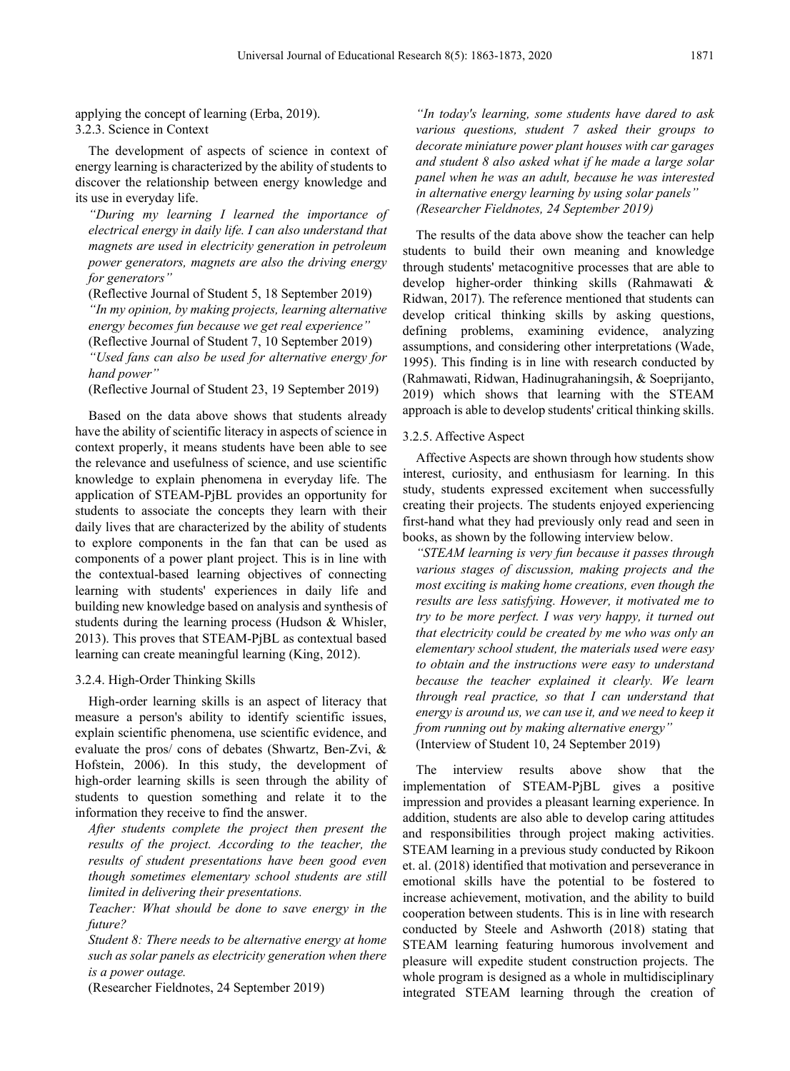applying the concept of learning (Erba, 2019).

#### 3.2.3. Science in Context

The development of aspects of science in context of energy learning is characterized by the ability of students to discover the relationship between energy knowledge and its use in everyday life.

> *"During my learning I learned the importance of electrical energy in daily life. I can also understand that magnets are used in electricity generation in petroleum power generators, magnets are also the driving energy for generators"*
>
> (Reflective Journal of Student 5, 18 September 2019)
>
> *"In my opinion, by making projects, learning alternative energy becomes fun because we get real experience"*
>
> (Reflective Journal of Student 7, 10 September 2019)
>
> *"Used fans can also be used for alternative energy for hand power"*
>
> (Reflective Journal of Student 23, 19 September 2019)

Based on the data above shows that students already have the ability of scientific literacy in aspects of science in context properly, it means students have been able to see the relevance and usefulness of science, and use scientific knowledge to explain phenomena in everyday life. The application of STEAM-PjBL provides an opportunity for students to associate the concepts they learn with their daily lives that are characterized by the ability of students to explore components in the fan that can be used as components of a power plant project. This is in line with the contextual-based learning objectives of connecting learning with students' experiences in daily life and building new knowledge based on analysis and synthesis of students during the learning process (Hudson & Whisler, 2013). This proves that STEAM-PjBL as contextual based learning can create meaningful learning (King, 2012).

#### 3.2.4. High-Order Thinking Skills

High-order learning skills is an aspect of literacy that measure a person's ability to identify scientific issues, explain scientific phenomena, use scientific evidence, and evaluate the pros/ cons of debates (Shwartz, Ben-Zvi, & Hofstein, 2006). In this study, the development of high-order learning skills is seen through the ability of students to question something and relate it to the information they receive to find the answer.

> *After students complete the project then present the results of the project. According to the teacher, the results of student presentations have been good even though sometimes elementary school students are still limited in delivering their presentations.*
>
> *Teacher: What should be done to save energy in the future?*
>
> *Student 8: There needs to be alternative energy at home such as solar panels as electricity generation when there is a power outage.*
>
> (Researcher Fieldnotes, 24 September 2019)
>
> *"In today's learning, some students have dared to ask various questions, student 7 asked their groups to decorate miniature power plant houses with car garages and student 8 also asked what if he made a large solar panel when he was an adult, because he was interested in alternative energy learning by using solar panels" (Researcher Fieldnotes, 24 September 2019)*

The results of the data above show the teacher can help students to build their own meaning and knowledge through students' metacognitive processes that are able to develop higher-order thinking skills (Rahmawati & Ridwan, 2017). The reference mentioned that students can develop critical thinking skills by asking questions, defining problems, examining evidence, analyzing assumptions, and considering other interpretations (Wade, 1995). This finding is in line with research conducted by (Rahmawati, Ridwan, Hadinugrahaningsih, & Soeprijanto, 2019) which shows that learning with the STEAM approach is able to develop students' critical thinking skills.

#### 3.2.5. Affective Aspect

Affective Aspects are shown through how students show interest, curiosity, and enthusiasm for learning. In this study, students expressed excitement when successfully creating their projects. The students enjoyed experiencing first-hand what they had previously only read and seen in books, as shown by the following interview below.

> *"STEAM learning is very fun because it passes through various stages of discussion, making projects and the most exciting is making home creations, even though the results are less satisfying. However, it motivated me to try to be more perfect. I was very happy, it turned out that electricity could be created by me who was only an elementary school student, the materials used were easy to obtain and the instructions were easy to understand because the teacher explained it clearly. We learn through real practice, so that I can understand that energy is around us, we can use it, and we need to keep it from running out by making alternative energy"*
>
> (Interview of Student 10, 24 September 2019)

The interview results above show that the implementation of STEAM-PjBL gives a positive impression and provides a pleasant learning experience. In addition, students are also able to develop caring attitudes and responsibilities through project making activities. STEAM learning in a previous study conducted by Rikoon et. al. (2018) identified that motivation and perseverance in emotional skills have the potential to be fostered to increase achievement, motivation, and the ability to build cooperation between students. This is in line with research conducted by Steele and Ashworth (2018) stating that STEAM learning featuring humorous involvement and pleasure will expedite student construction projects. The whole program is designed as a whole in multidisciplinary integrated STEAM learning through the creation of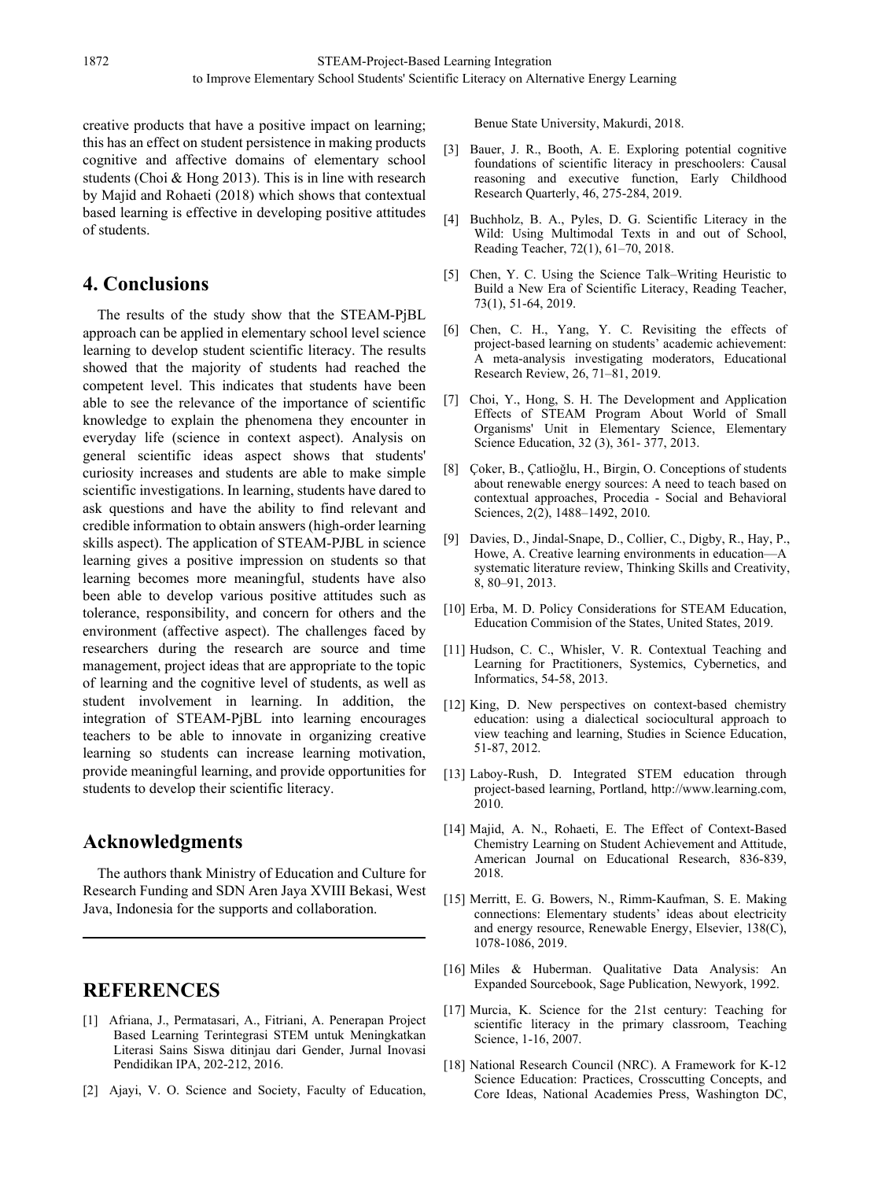creative products that have a positive impact on learning; this has an effect on student persistence in making products cognitive and affective domains of elementary school students (Choi & Hong 2013). This is in line with research by Majid and Rohaeti (2018) which shows that contextual based learning is effective in developing positive attitudes of students.

## 4. Conclusions

The results of the study show that the STEAM-PjBL approach can be applied in elementary school level science learning to develop student scientific literacy. The results showed that the majority of students had reached the competent level. This indicates that students have been able to see the relevance of the importance of scientific knowledge to explain the phenomena they encounter in everyday life (science in context aspect). Analysis on general scientific ideas aspect shows that students' curiosity increases and students are able to make simple scientific investigations. In learning, students have dared to ask questions and have the ability to find relevant and credible information to obtain answers (high-order learning skills aspect). The application of STEAM-PJBL in science learning gives a positive impression on students so that learning becomes more meaningful, students have also been able to develop various positive attitudes such as tolerance, responsibility, and concern for others and the environment (affective aspect). The challenges faced by researchers during the research are source and time management, project ideas that are appropriate to the topic of learning and the cognitive level of students, as well as student involvement in learning. In addition, the integration of STEAM-PjBL into learning encourages teachers to be able to innovate in organizing creative learning so students can increase learning motivation, provide meaningful learning, and provide opportunities for students to develop their scientific literacy.

## Acknowledgments

The authors thank Ministry of Education and Culture for Research Funding and SDN Aren Jaya XVIII Bekasi, West Java, Indonesia for the supports and collaboration.

## REFERENCES

[1] Afriana, J., Permatasari, A., Fitriani, A. Penerapan Project Based Learning Terintegrasi STEM untuk Meningkatkan Literasi Sains Siswa ditinjau dari Gender, Jurnal Inovasi Pendidikan IPA, 202-212, 2016.

[2] Ajayi, V. O. Science and Society, Faculty of Education, Benue State University, Makurdi, 2018.

[3] Bauer, J. R., Booth, A. E. Exploring potential cognitive foundations of scientific literacy in preschoolers: Causal reasoning and executive function, Early Childhood Research Quarterly, 46, 275-284, 2019.

[4] Buchholz, B. A., Pyles, D. G. Scientific Literacy in the Wild: Using Multimodal Texts in and out of School, Reading Teacher, 72(1), 61–70, 2018.

[5] Chen, Y. C. Using the Science Talk–Writing Heuristic to Build a New Era of Scientific Literacy, Reading Teacher, 73(1), 51-64, 2019.

[6] Chen, C. H., Yang, Y. C. Revisiting the effects of project-based learning on students' academic achievement: A meta-analysis investigating moderators, Educational Research Review, 26, 71–81, 2019.

[7] Choi, Y., Hong, S. H. The Development and Application Effects of STEAM Program About World of Small Organisms' Unit in Elementary Science, Elementary Science Education, 32 (3), 361- 377, 2013.

[8] Çoker, B., Çatlioğlu, H., Birgin, O. Conceptions of students about renewable energy sources: A need to teach based on contextual approaches, Procedia - Social and Behavioral Sciences, 2(2), 1488–1492, 2010.

[9] Davies, D., Jindal-Snape, D., Collier, C., Digby, R., Hay, P., Howe, A. Creative learning environments in education—A systematic literature review, Thinking Skills and Creativity, 8, 80–91, 2013.

[10] Erba, M. D. Policy Considerations for STEAM Education, Education Commision of the States, United States, 2019.

[11] Hudson, C. C., Whisler, V. R. Contextual Teaching and Learning for Practitioners, Systemics, Cybernetics, and Informatics, 54-58, 2013.

[12] King, D. New perspectives on context-based chemistry education: using a dialectical sociocultural approach to view teaching and learning, Studies in Science Education, 51-87, 2012.

[13] Laboy-Rush, D. Integrated STEM education through project-based learning, Portland, http://www.learning.com, 2010.

[14] Majid, A. N., Rohaeti, E. The Effect of Context-Based Chemistry Learning on Student Achievement and Attitude, American Journal on Educational Research, 836-839, 2018.

[15] Merritt, E. G. Bowers, N., Rimm-Kaufman, S. E. Making connections: Elementary students' ideas about electricity and energy resource, Renewable Energy, Elsevier, 138(C), 1078-1086, 2019.

[16] Miles & Huberman. Qualitative Data Analysis: An Expanded Sourcebook, Sage Publication, Newyork, 1992.

[17] Murcia, K. Science for the 21st century: Teaching for scientific literacy in the primary classroom, Teaching Science, 1-16, 2007.

[18] National Research Council (NRC). A Framework for K-12 Science Education: Practices, Crosscutting Concepts, and Core Ideas, National Academies Press, Washington DC,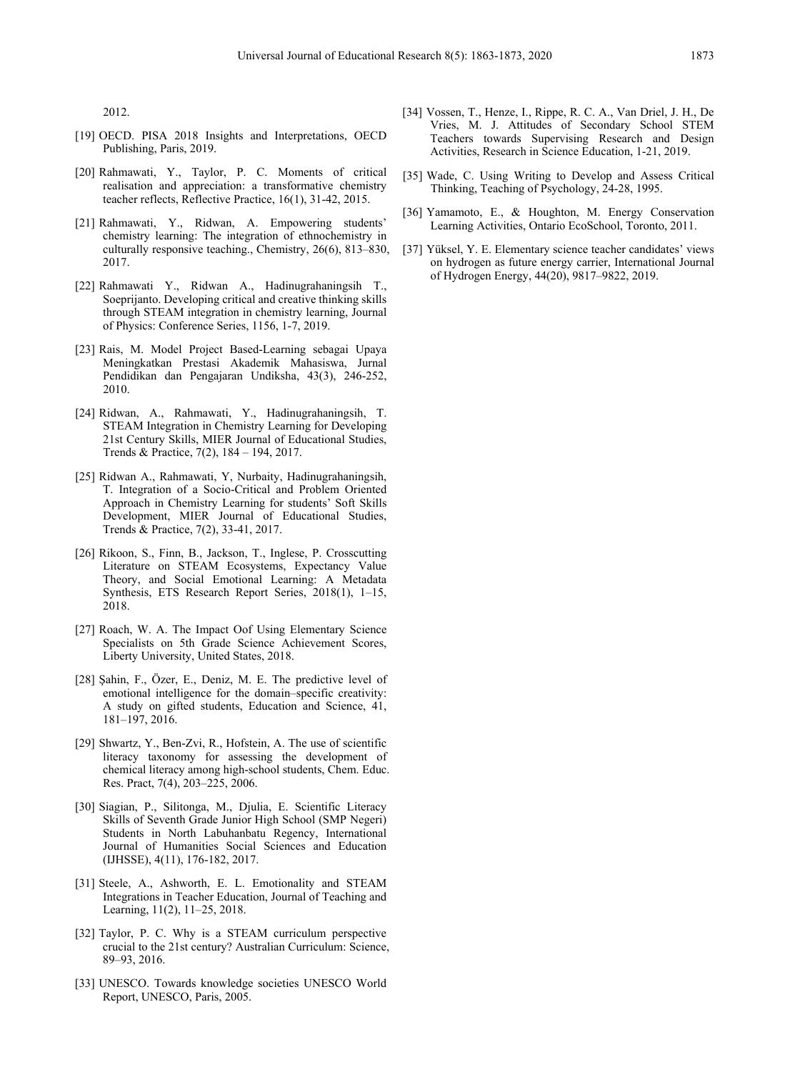2012.

[19] OECD. PISA 2018 Insights and Interpretations, OECD Publishing, Paris, 2019.

[20] Rahmawati, Y., Taylor, P. C. Moments of critical realisation and appreciation: a transformative chemistry teacher reflects, Reflective Practice, 16(1), 31-42, 2015.

[21] Rahmawati, Y., Ridwan, A. Empowering students' chemistry learning: The integration of ethnochemistry in culturally responsive teaching., Chemistry, 26(6), 813–830, 2017.

[22] Rahmawati Y., Ridwan A., Hadinugrahaningsih T., Soeprijanto. Developing critical and creative thinking skills through STEAM integration in chemistry learning, Journal of Physics: Conference Series, 1156, 1-7, 2019.

[23] Rais, M. Model Project Based-Learning sebagai Upaya Meningkatkan Prestasi Akademik Mahasiswa, Jurnal Pendidikan dan Pengajaran Undiksha, 43(3), 246-252, 2010.

[24] Ridwan, A., Rahmawati, Y., Hadinugrahaningsih, T. STEAM Integration in Chemistry Learning for Developing 21st Century Skills, MIER Journal of Educational Studies, Trends & Practice, 7(2), 184 – 194, 2017.

[25] Ridwan A., Rahmawati, Y, Nurbaity, Hadinugrahaningsih, T. Integration of a Socio-Critical and Problem Oriented Approach in Chemistry Learning for students' Soft Skills Development, MIER Journal of Educational Studies, Trends & Practice, 7(2), 33-41, 2017.

[26] Rikoon, S., Finn, B., Jackson, T., Inglese, P. Crosscutting Literature on STEAM Ecosystems, Expectancy Value Theory, and Social Emotional Learning: A Metadata Synthesis, ETS Research Report Series, 2018(1), 1–15, 2018.

[27] Roach, W. A. The Impact Oof Using Elementary Science Specialists on 5th Grade Science Achievement Scores, Liberty University, United States, 2018.

[28] Şahin, F., Özer, E., Deniz, M. E. The predictive level of emotional intelligence for the domain–specific creativity: A study on gifted students, Education and Science, 41, 181–197, 2016.

[29] Shwartz, Y., Ben-Zvi, R., Hofstein, A. The use of scientific literacy taxonomy for assessing the development of chemical literacy among high-school students, Chem. Educ. Res. Pract, 7(4), 203–225, 2006.

[30] Siagian, P., Silitonga, M., Djulia, E. Scientific Literacy Skills of Seventh Grade Junior High School (SMP Negeri) Students in North Labuhanbatu Regency, International Journal of Humanities Social Sciences and Education (IJHSSE), 4(11), 176-182, 2017.

[31] Steele, A., Ashworth, E. L. Emotionality and STEAM Integrations in Teacher Education, Journal of Teaching and Learning, 11(2), 11–25, 2018.

[32] Taylor, P. C. Why is a STEAM curriculum perspective crucial to the 21st century? Australian Curriculum: Science, 89–93, 2016.

[33] UNESCO. Towards knowledge societies UNESCO World Report, UNESCO, Paris, 2005.

[34] Vossen, T., Henze, I., Rippe, R. C. A., Van Driel, J. H., De Vries, M. J. Attitudes of Secondary School STEM Teachers towards Supervising Research and Design Activities, Research in Science Education, 1-21, 2019.

[35] Wade, C. Using Writing to Develop and Assess Critical Thinking, Teaching of Psychology, 24-28, 1995.

[36] Yamamoto, E., & Houghton, M. Energy Conservation Learning Activities, Ontario EcoSchool, Toronto, 2011.

[37] Yüksel, Y. E. Elementary science teacher candidates' views on hydrogen as future energy carrier, International Journal of Hydrogen Energy, 44(20), 9817–9822, 2019.